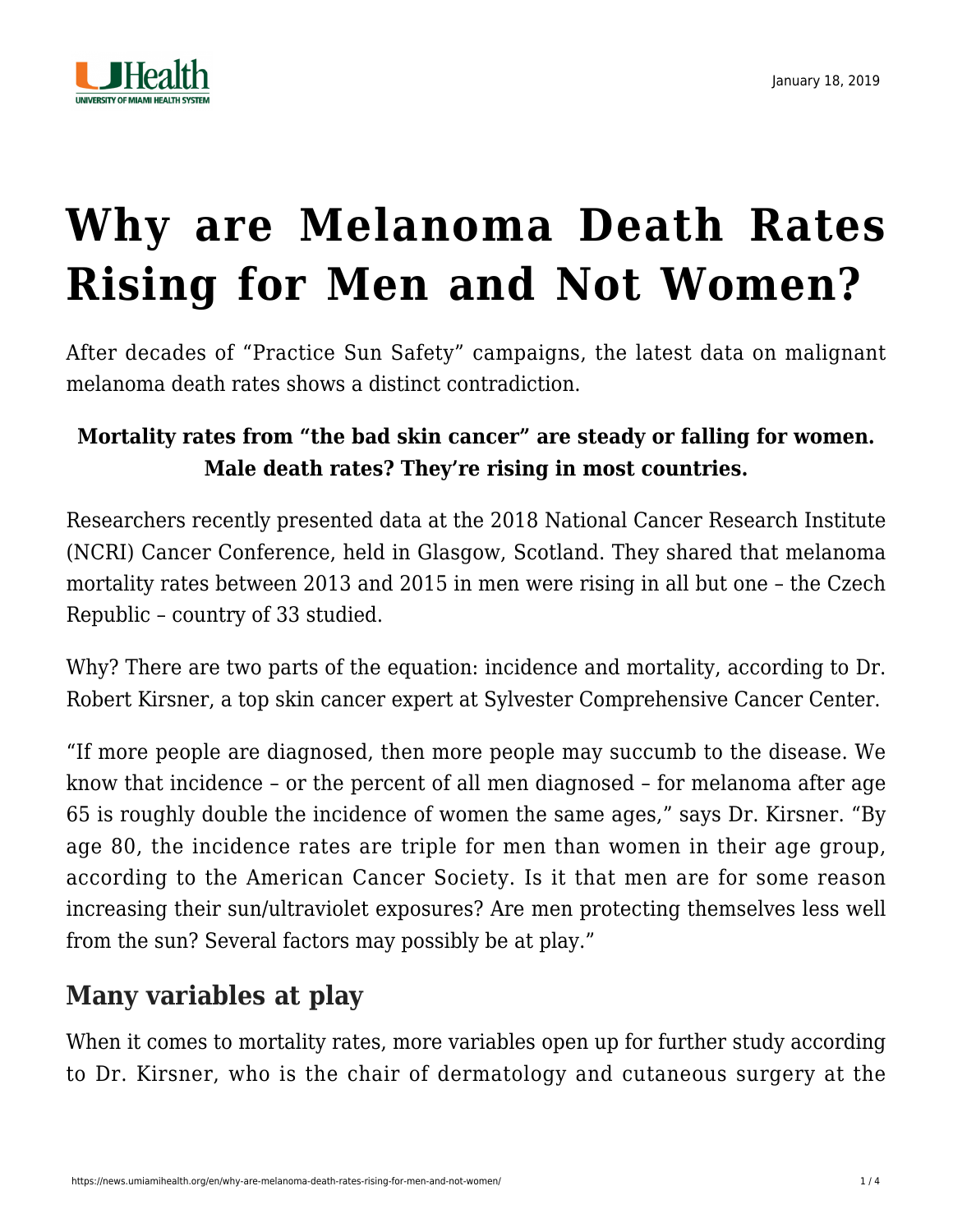January 18, 2019

# Why are Melanoma Death Rates Rising for Men and Not Women?

After decades of "Practice Sun Safety" campaigns, the latest data on malignant melanoma death rates shows a distinct contradiction.

**Mortality rates from "the bad skin cancer" are steady or falling for women. Male death rates? They're rising in most countries.**

Researchers recently presented data at the 2018 National Cancer Research Institute (NCRI) Cancer Conference, held in Glasgow, Scotland. They shared that melanoma mortality rates between 2013 and 2015 in men were rising in all but one – the Czech Republic – country of 33 studied.

Why? There are two parts of the equation: incidence and mortality, according to Dr. Robert Kirsner, a top skin cancer expert at Sylvester Comprehensive Cancer Center.

"If more people are diagnosed, then more people may succumb to the disease. We know that incidence – or the percent of all men diagnosed – for melanoma after age 65 is roughly double the incidence of women the same ages," says Dr. Kirsner. "By age 80, the incidence rates are triple for men than women in their age group, according to the American Cancer Society. Is it that men are for some reason increasing their sun/ultraviolet exposures? Are men protecting themselves less well from the sun? Several factors may possibly be at play."

## Many variables at play

When it comes to mortality rates, more variables open up for further study according to Dr. Kirsner, who is the chair of dermatology and cutaneous surgery at the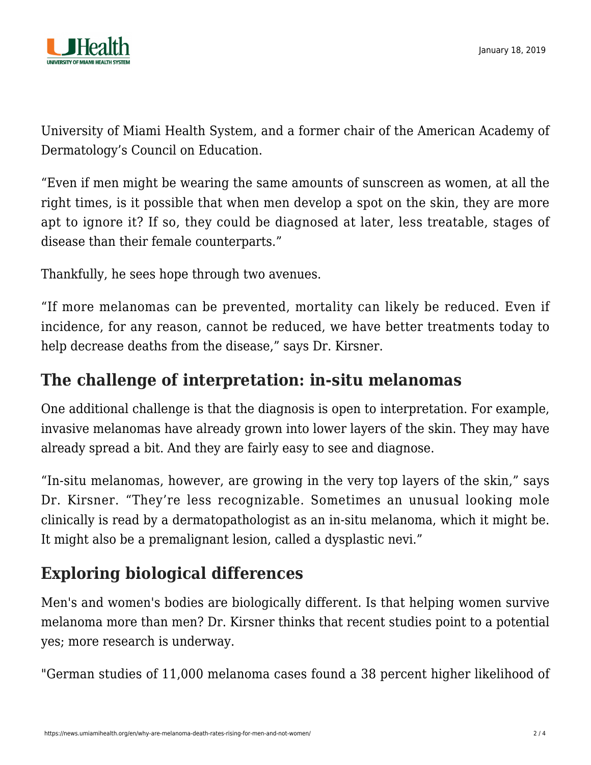University of Miami Health System, and a former chair of the American Academy of Dermatology's Council on Education.

"Even if men might be wearing the same amounts of sunscreen as women, at all the right times, is it possible that when men develop a spot on the skin, they are more apt to ignore it? If so, they could be diagnosed at later, less treatable, stages of disease than their female counterparts."

Thankfully, he sees hope through two avenues.

"If more melanomas can be prevented, mortality can likely be reduced. Even if incidence, for any reason, cannot be reduced, we have better treatments today to help decrease deaths from the disease," says Dr. Kirsner.

## The challenge of interpretation: in-situ melanomas

One additional challenge is that the diagnosis is open to interpretation. For example, invasive melanomas have already grown into lower layers of the skin. They may have already spread a bit. And they are fairly easy to see and diagnose.

"In-situ melanomas, however, are growing in the very top layers of the skin," says Dr. Kirsner. "They're less recognizable. Sometimes an unusual looking mole clinically is read by a dermatopathologist as an in-situ melanoma, which it might be. It might also be a premalignant lesion, called a dysplastic nevi."

## Exploring biological differences

Men's and women's bodies are biologically different. Is that helping women survive melanoma more than men? Dr. Kirsner thinks that recent studies point to a potential yes; more research is underway.

"German studies of 11,000 melanoma cases found a 38 percent higher likelihood of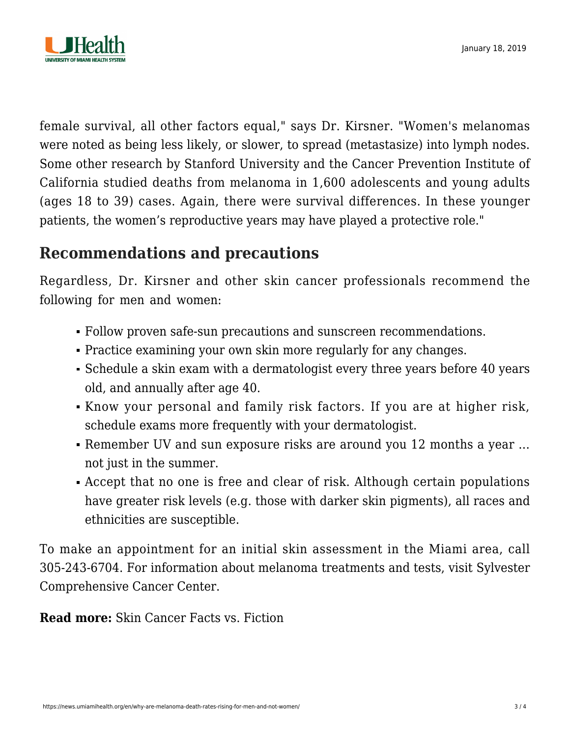female survival, all other factors equal," says Dr. Kirsner. "Women's melanomas were noted as being less likely, or slower, to spread (metastasize) into lymph nodes. Some other research by Stanford University and the Cancer Prevention Institute of California studied deaths from melanoma in 1,600 adolescents and young adults (ages 18 to 39) cases. Again, there were survival differences. In these younger patients, the women's reproductive years may have played a protective role."

## Recommendations and precautions

Regardless, Dr. Kirsner and other skin cancer professionals recommend the following for men and women:

- Follow proven safe-sun precautions and sunscreen recommendations.
- Practice examining your own skin more regularly for any changes.
- Schedule a skin exam with a dermatologist every three years before 40 years old, and annually after age 40.
- Know your personal and family risk factors. If you are at higher risk, schedule exams more frequently with your dermatologist.
- Remember UV and sun exposure risks are around you 12 months a year … not just in the summer.
- Accept that no one is free and clear of risk. Although certain populations have greater risk levels (e.g. those with darker skin pigments), all races and ethnicities are susceptible.

To make an appointment for an initial skin assessment in the Miami area, call 305-243-6704. For information about melanoma treatments and tests, visit Sylvester Comprehensive Cancer Center.

**Read more:** Skin Cancer Facts vs. Fiction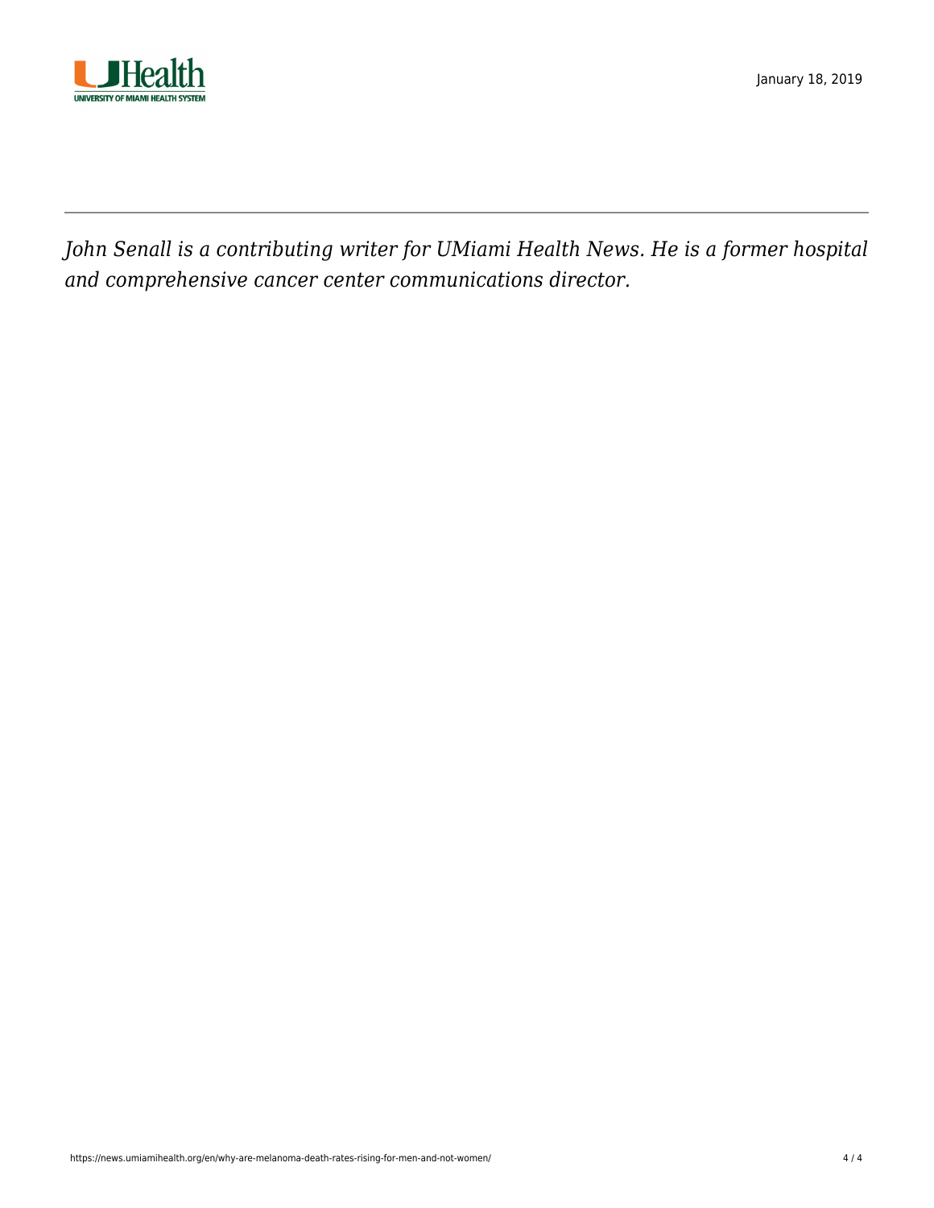---

*John Senall is a contributing writer for UMiami Health News. He is a former hospital and comprehensive cancer center communications director.*